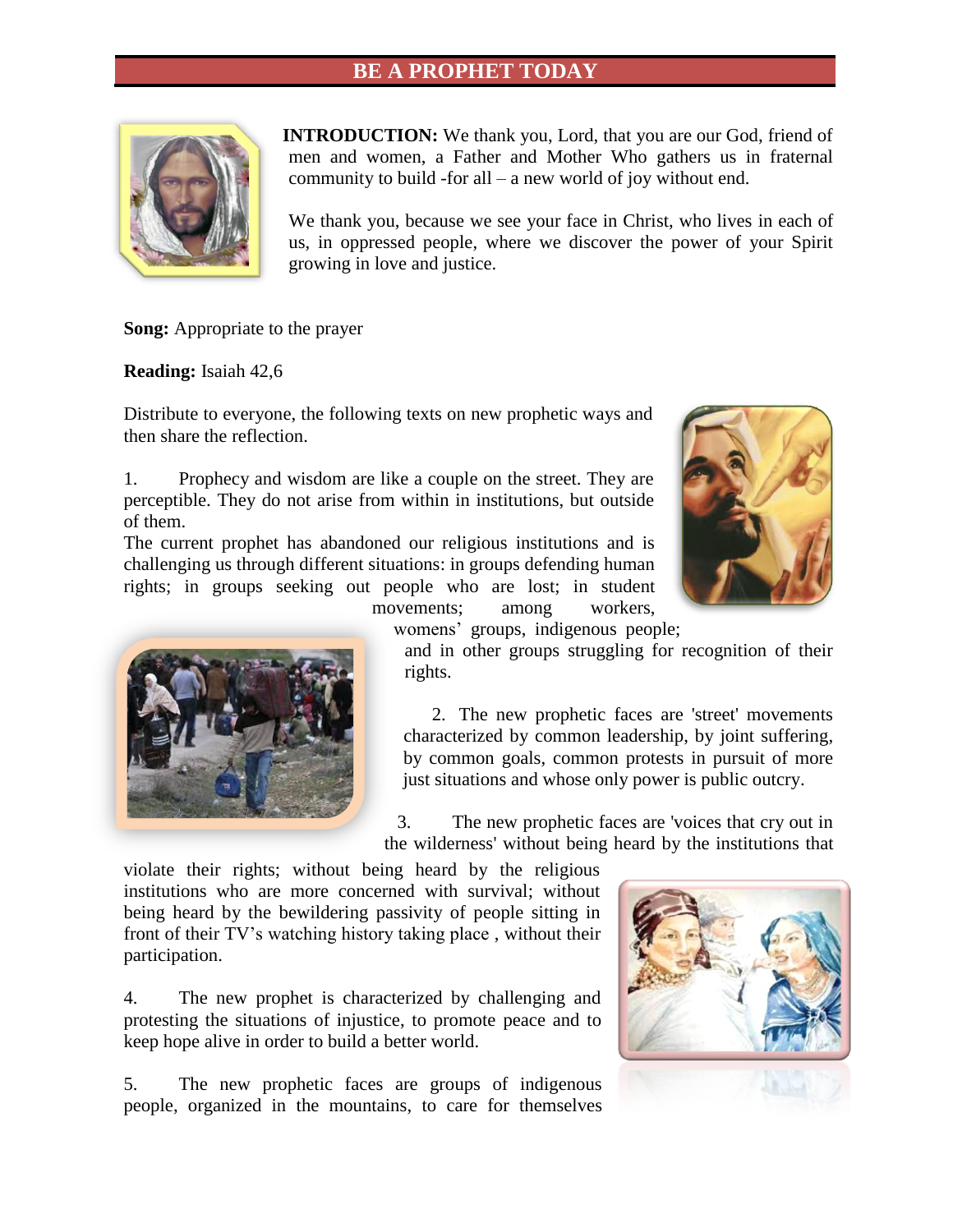# BE A PROPHET TODAY

**INTRODUCTION:** We thank you, Lord, that you are our God, friend of men and women, a Father and Mother Who gathers us in fraternal community to build -for all – a new world of joy without end.

We thank you, because we see your face in Christ, who lives in each of us, in oppressed people, where we discover the power of your Spirit growing in love and justice.

**Song:** Appropriate to the prayer

**Reading:** Isaiah 42,6

Distribute to everyone, the following texts on new prophetic ways and then share the reflection.

1. Prophecy and wisdom are like a couple on the street. They are perceptible. They do not arise from within in institutions, but outside of them.
The current prophet has abandoned our religious institutions and is challenging us through different situations: in groups defending human rights; in groups seeking out people who are lost; in student movements; among workers, womens' groups, indigenous people; and in other groups struggling for recognition of their rights.

2. The new prophetic faces are 'street' movements characterized by common leadership, by joint suffering, by common goals, common protests in pursuit of more just situations and whose only power is public outcry.

3. The new prophetic faces are 'voices that cry out in the wilderness' without being heard by the institutions that violate their rights; without being heard by the religious institutions who are more concerned with survival; without being heard by the bewildering passivity of people sitting in front of their TV's watching history taking place , without their participation.

4. The new prophet is characterized by challenging and protesting the situations of injustice, to promote peace and to keep hope alive in order to build a better world.

5. The new prophetic faces are groups of indigenous people, organized in the mountains, to care for themselves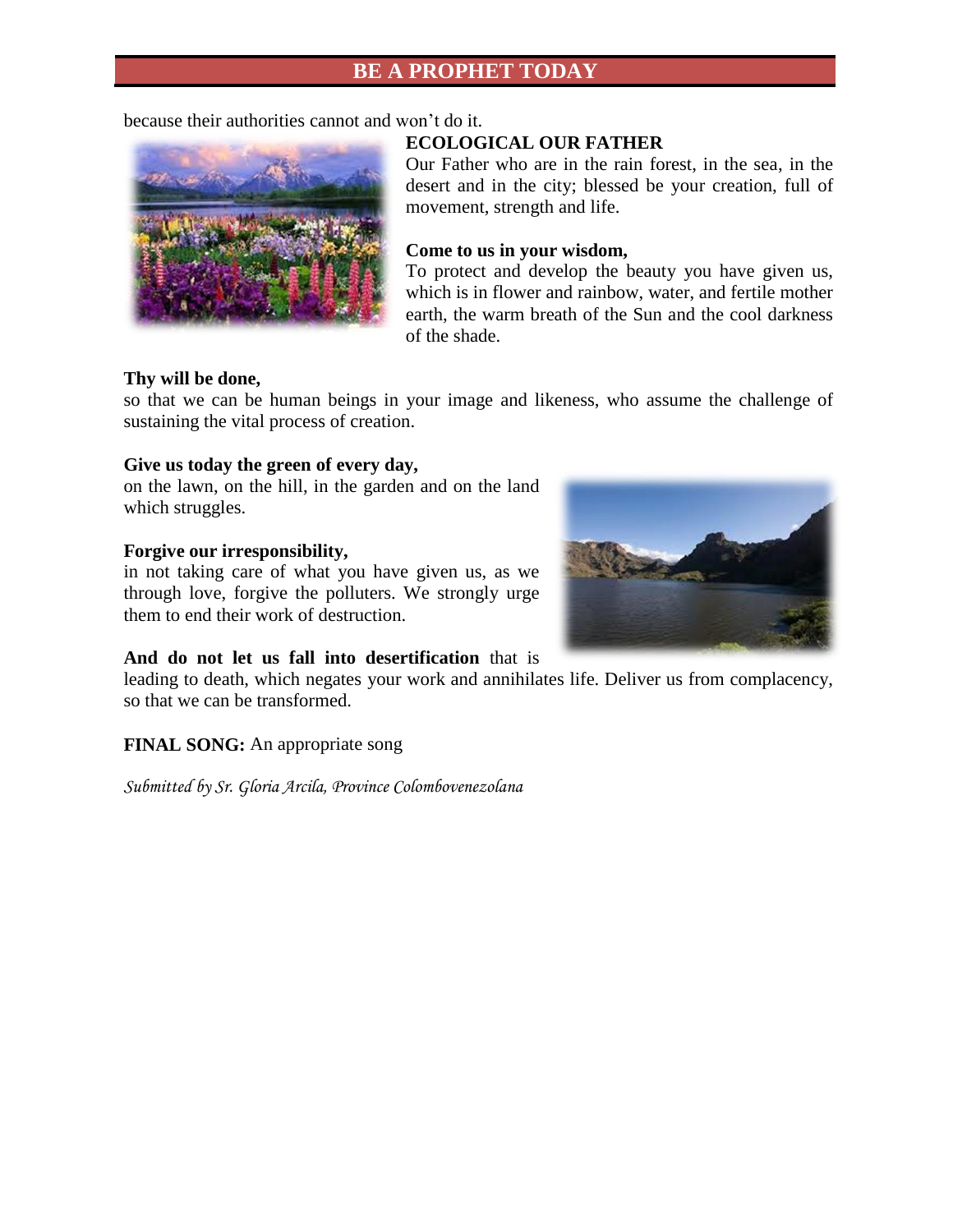because their authorities cannot and won't do it.

**ECOLOGICAL OUR FATHER**

Our Father who are in the rain forest, in the sea, in the desert and in the city; blessed be your creation, full of movement, strength and life.

**Come to us in your wisdom,**

To protect and develop the beauty you have given us, which is in flower and rainbow, water, and fertile mother earth, the warm breath of the Sun and the cool darkness of the shade.

**Thy will be done,**

so that we can be human beings in your image and likeness, who assume the challenge of sustaining the vital process of creation.

**Give us today the green of every day,**

on the lawn, on the hill, in the garden and on the land which struggles.

**Forgive our irresponsibility,**

in not taking care of what you have given us, as we through love, forgive the polluters. We strongly urge them to end their work of destruction.

**And do not let us fall into desertification** that is leading to death, which negates your work and annihilates life. Deliver us from complacency, so that we can be transformed.

**FINAL SONG:** An appropriate song

*Submitted by Sr. Gloria Arcila, Province Colombovenezolana*